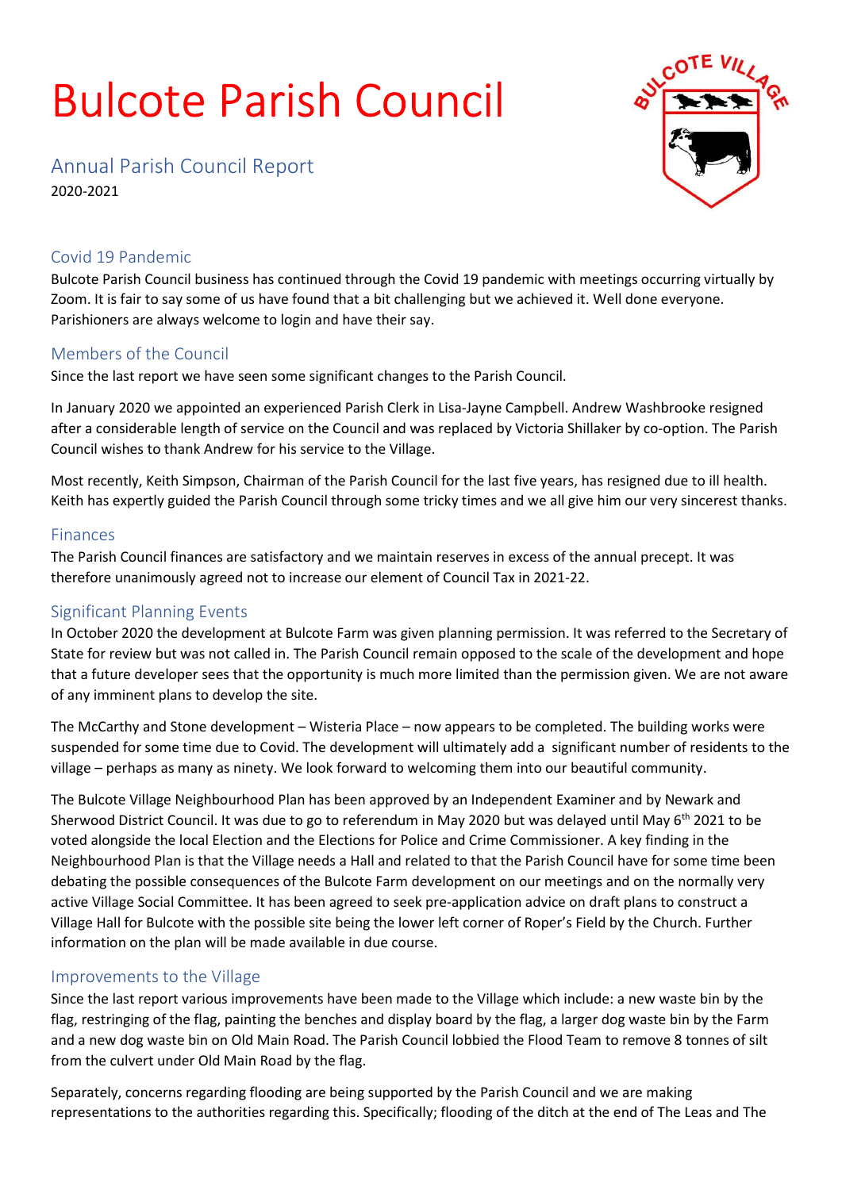# Bulcote Parish Council

## Annual Parish Council Report

2020-2021

### Covid 19 Pandemic

Bulcote Parish Council business has continued through the Covid 19 pandemic with meetings occurring virtually by Zoom. It is fair to say some of us have found that a bit challenging but we achieved it. Well done everyone. Parishioners are always welcome to login and have their say.

### Members of the Council

Since the last report we have seen some significant changes to the Parish Council.

In January 2020 we appointed an experienced Parish Clerk in Lisa-Jayne Campbell. Andrew Washbrooke resigned after a considerable length of service on the Council and was replaced by Victoria Shillaker by co-option. The Parish Council wishes to thank Andrew for his service to the Village.

Most recently, Keith Simpson, Chairman of the Parish Council for the last five years, has resigned due to ill health. Keith has expertly guided the Parish Council through some tricky times and we all give him our very sincerest thanks.

### Finances

The Parish Council finances are satisfactory and we maintain reserves in excess of the annual precept. It was therefore unanimously agreed not to increase our element of Council Tax in 2021-22.

### Significant Planning Events

In October 2020 the development at Bulcote Farm was given planning permission. It was referred to the Secretary of State for review but was not called in. The Parish Council remain opposed to the scale of the development and hope that a future developer sees that the opportunity is much more limited than the permission given. We are not aware of any imminent plans to develop the site.

The McCarthy and Stone development – Wisteria Place – now appears to be completed. The building works were suspended for some time due to Covid. The development will ultimately add a significant number of residents to the village – perhaps as many as ninety. We look forward to welcoming them into our beautiful community.

The Bulcote Village Neighbourhood Plan has been approved by an Independent Examiner and by Newark and Sherwood District Council. It was due to go to referendum in May 2020 but was delayed until May 6th 2021 to be voted alongside the local Election and the Elections for Police and Crime Commissioner. A key finding in the Neighbourhood Plan is that the Village needs a Hall and related to that the Parish Council have for some time been debating the possible consequences of the Bulcote Farm development on our meetings and on the normally very active Village Social Committee. It has been agreed to seek pre-application advice on draft plans to construct a Village Hall for Bulcote with the possible site being the lower left corner of Roper's Field by the Church. Further information on the plan will be made available in due course.

### Improvements to the Village

Since the last report various improvements have been made to the Village which include: a new waste bin by the flag, restringing of the flag, painting the benches and display board by the flag, a larger dog waste bin by the Farm and a new dog waste bin on Old Main Road. The Parish Council lobbied the Flood Team to remove 8 tonnes of silt from the culvert under Old Main Road by the flag.

Separately, concerns regarding flooding are being supported by the Parish Council and we are making representations to the authorities regarding this. Specifically; flooding of the ditch at the end of The Leas and The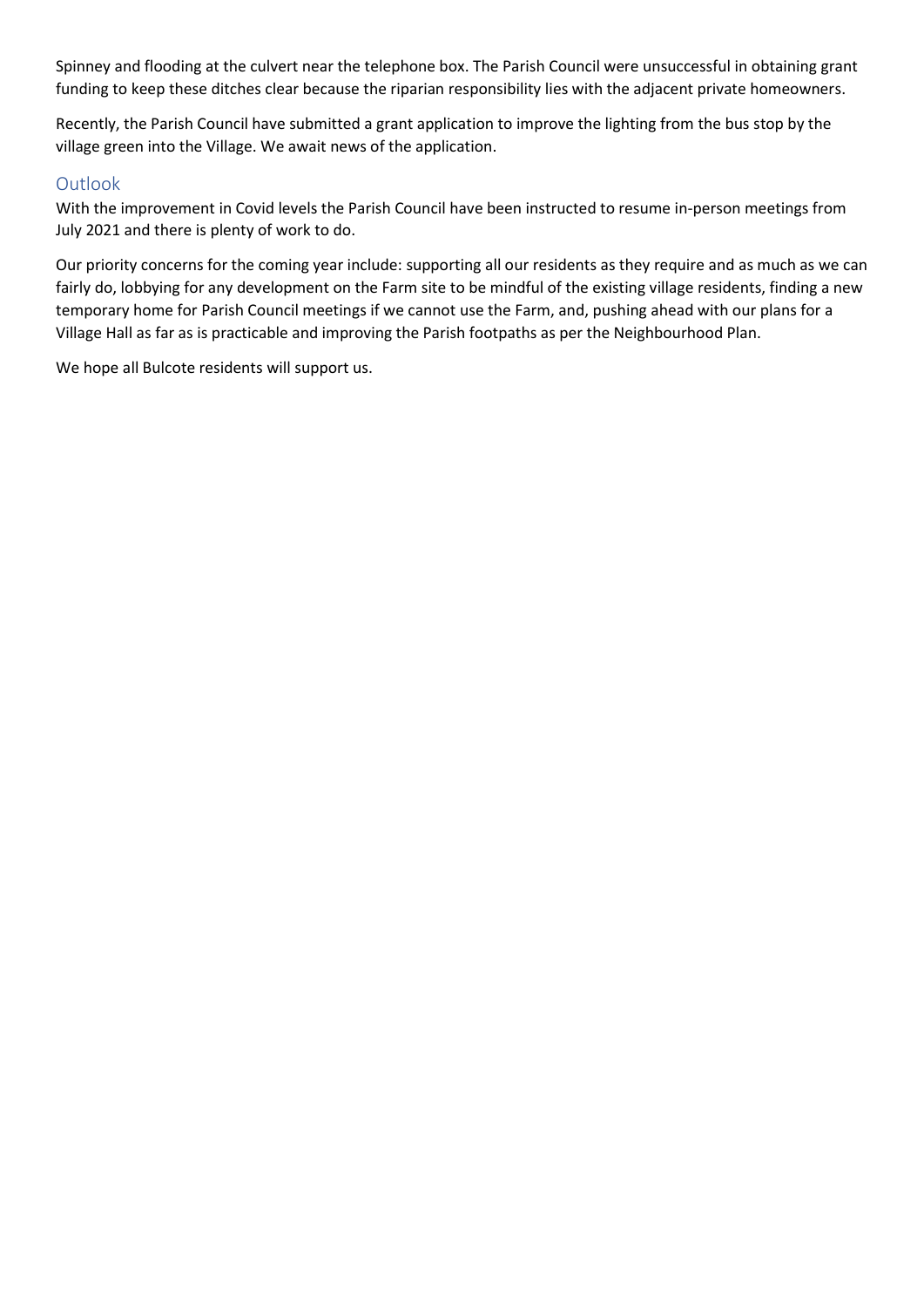Spinney and flooding at the culvert near the telephone box. The Parish Council were unsuccessful in obtaining grant funding to keep these ditches clear because the riparian responsibility lies with the adjacent private homeowners.

Recently, the Parish Council have submitted a grant application to improve the lighting from the bus stop by the village green into the Village. We await news of the application.

## Outlook

With the improvement in Covid levels the Parish Council have been instructed to resume in-person meetings from July 2021 and there is plenty of work to do.

Our priority concerns for the coming year include: supporting all our residents as they require and as much as we can fairly do, lobbying for any development on the Farm site to be mindful of the existing village residents, finding a new temporary home for Parish Council meetings if we cannot use the Farm, and, pushing ahead with our plans for a Village Hall as far as is practicable and improving the Parish footpaths as per the Neighbourhood Plan.

We hope all Bulcote residents will support us.